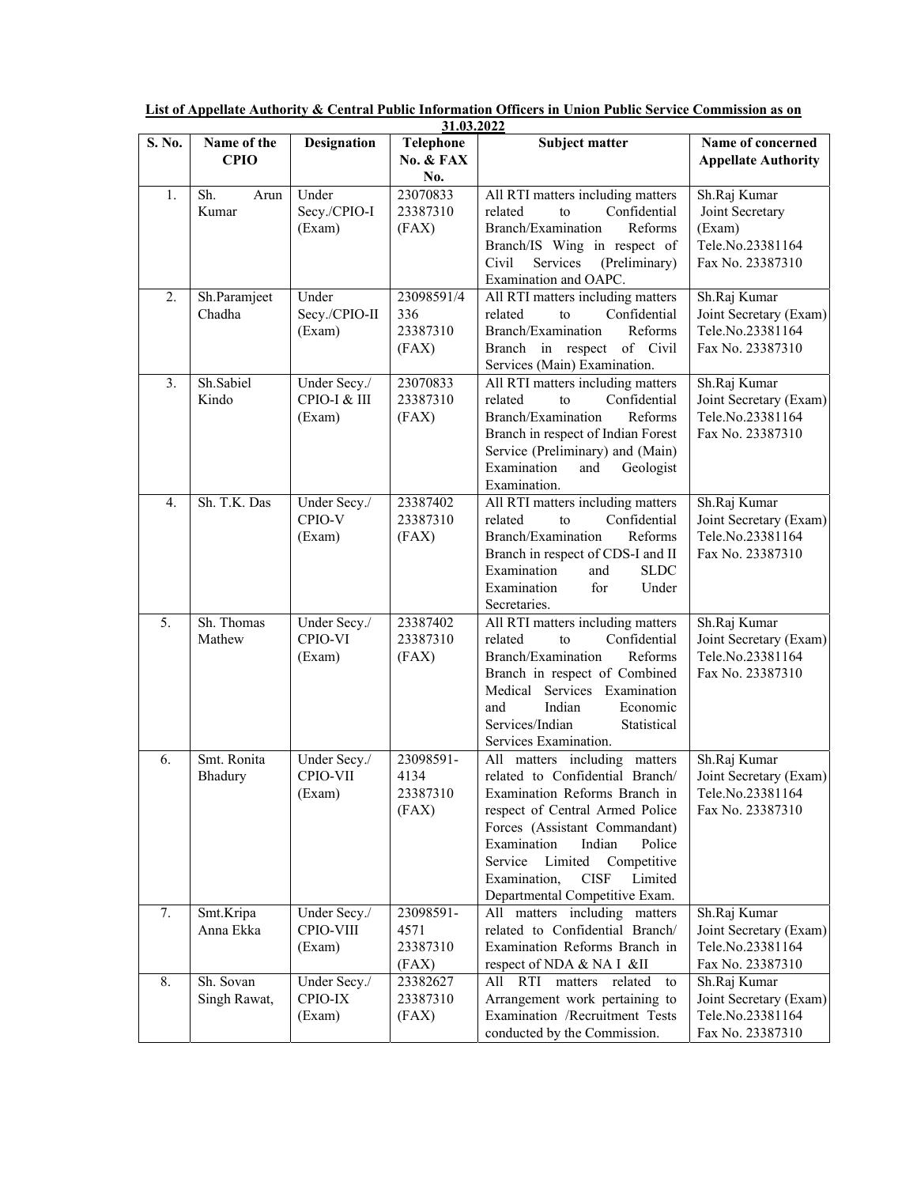**List of Appellate Authority & Central Public Information Officers in Union Public Service Commission as on 31.03.2022**

| S. No. | Name of the CPIO | Designation | Telephone No. & FAX No. | Subject matter | Name of concerned Appellate Authority |
|---|---|---|---|---|---|
| 1. | Sh. Arun Kumar | Under Secy./CPIO-I (Exam) | 23070833 23387310 (FAX) | All RTI matters including matters related to Confidential Branch/Examination Reforms Branch/IS Wing in respect of Civil Services (Preliminary) Examination and OAPC. | Sh.Raj Kumar Joint Secretary (Exam) Tele.No.23381164 Fax No. 23387310 |
| 2. | Sh.Paramjeet Chadha | Under Secy./CPIO-II (Exam) | 23098591/4336 23387310 (FAX) | All RTI matters including matters related to Confidential Branch/Examination Reforms Branch in respect of Civil Services (Main) Examination. | Sh.Raj Kumar Joint Secretary (Exam) Tele.No.23381164 Fax No. 23387310 |
| 3. | Sh.Sabiel Kindo | Under Secy./ CPIO-I & III (Exam) | 23070833 23387310 (FAX) | All RTI matters including matters related to Confidential Branch/Examination Reforms Branch in respect of Indian Forest Service (Preliminary) and (Main) Examination and Geologist Examination. | Sh.Raj Kumar Joint Secretary (Exam) Tele.No.23381164 Fax No. 23387310 |
| 4. | Sh. T.K. Das | Under Secy./ CPIO-V (Exam) | 23387402 23387310 (FAX) | All RTI matters including matters related to Confidential Branch/Examination Reforms Branch in respect of CDS-I and II Examination and SLDC Examination for Under Secretaries. | Sh.Raj Kumar Joint Secretary (Exam) Tele.No.23381164 Fax No. 23387310 |
| 5. | Sh. Thomas Mathew | Under Secy./ CPIO-VI (Exam) | 23387402 23387310 (FAX) | All RTI matters including matters related to Confidential Branch/Examination Reforms Branch in respect of Combined Medical Services Examination and Indian Economic Services/Indian Statistical Services Examination. | Sh.Raj Kumar Joint Secretary (Exam) Tele.No.23381164 Fax No. 23387310 |
| 6. | Smt. Ronita Bhadury | Under Secy./ CPIO-VII (Exam) | 23098591-4134 23387310 (FAX) | All matters including matters related to Confidential Branch/ Examination Reforms Branch in respect of Central Armed Police Forces (Assistant Commandant) Examination Indian Police Service Limited Competitive Examination, CISF Limited Departmental Competitive Exam. | Sh.Raj Kumar Joint Secretary (Exam) Tele.No.23381164 Fax No. 23387310 |
| 7. | Smt.Kripa Anna Ekka | Under Secy./ CPIO-VIII (Exam) | 23098591-4571 23387310 (FAX) | All matters including matters related to Confidential Branch/ Examination Reforms Branch in respect of NDA & NA I &II | Sh.Raj Kumar Joint Secretary (Exam) Tele.No.23381164 Fax No. 23387310 |
| 8. | Sh. Sovan Singh Rawat, | Under Secy./ CPIO-IX (Exam) | 23382627 23387310 (FAX) | All RTI matters related to Arrangement work pertaining to Examination /Recruitment Tests conducted by the Commission. | Sh.Raj Kumar Joint Secretary (Exam) Tele.No.23381164 Fax No. 23387310 |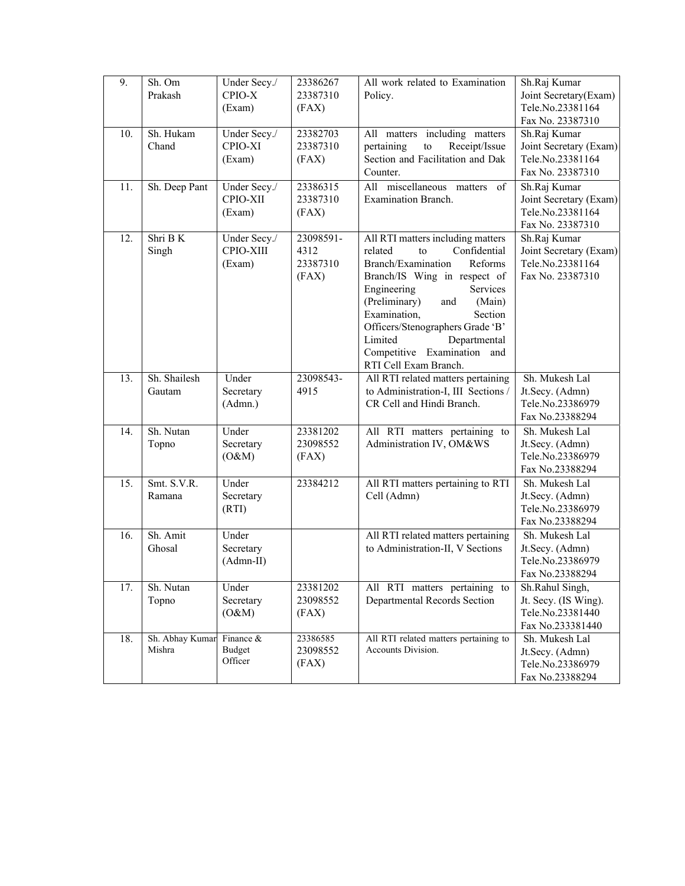| 9. | Sh. Om Prakash | Under Secy./ CPIO-X (Exam) | 23386267 23387310 (FAX) | All work related to Examination Policy. | Sh.Raj Kumar Joint Secretary(Exam) Tele.No.23381164 Fax No. 23387310 |
|---|---|---|---|---|---|
| 10. | Sh. Hukam Chand | Under Secy./ CPIO-XI (Exam) | 23382703 23387310 (FAX) | All matters including matters pertaining to Receipt/Issue Section and Facilitation and Dak Counter. | Sh.Raj Kumar Joint Secretary (Exam) Tele.No.23381164 Fax No. 23387310 |
| 11. | Sh. Deep Pant | Under Secy./ CPIO-XII (Exam) | 23386315 23387310 (FAX) | All miscellaneous matters of Examination Branch. | Sh.Raj Kumar Joint Secretary (Exam) Tele.No.23381164 Fax No. 23387310 |
| 12. | Shri B K Singh | Under Secy./ CPIO-XIII (Exam) | 23098591-4312 23387310 (FAX) | All RTI matters including matters related to Confidential Branch/Examination Reforms Branch/IS Wing in respect of Engineering Services (Preliminary) and (Main) Examination, Section Officers/Stenographers Grade 'B' Limited Departmental Competitive Examination and RTI Cell Exam Branch. | Sh.Raj Kumar Joint Secretary (Exam) Tele.No.23381164 Fax No. 23387310 |
| 13. | Sh. Shailesh Gautam | Under Secretary (Admn.) | 23098543-4915 | All RTI related matters pertaining to Administration-I, III Sections / CR Cell and Hindi Branch. | Sh. Mukesh Lal Jt.Secy. (Admn) Tele.No.23386979 Fax No.23388294 |
| 14. | Sh. Nutan Topno | Under Secretary (O&M) | 23381202 23098552 (FAX) | All RTI matters pertaining to Administration IV, OM&WS | Sh. Mukesh Lal Jt.Secy. (Admn) Tele.No.23386979 Fax No.23388294 |
| 15. | Smt. S.V.R. Ramana | Under Secretary (RTI) | 23384212 | All RTI matters pertaining to RTI Cell (Admn) | Sh. Mukesh Lal Jt.Secy. (Admn) Tele.No.23386979 Fax No.23388294 |
| 16. | Sh. Amit Ghosal | Under Secretary (Admn-II) | | All RTI related matters pertaining to Administration-II, V Sections | Sh. Mukesh Lal Jt.Secy. (Admn) Tele.No.23386979 Fax No.23388294 |
| 17. | Sh. Nutan Topno | Under Secretary (O&M) | 23381202 23098552 (FAX) | All RTI matters pertaining to Departmental Records Section | Sh.Rahul Singh, Jt. Secy. (IS Wing). Tele.No.23381440 Fax No.233381440 |
| 18. | Sh. Abhay Kumar Mishra | Finance & Budget Officer | 23386585 23098552 (FAX) | All RTI related matters pertaining to Accounts Division. | Sh. Mukesh Lal Jt.Secy. (Admn) Tele.No.23386979 Fax No.23388294 |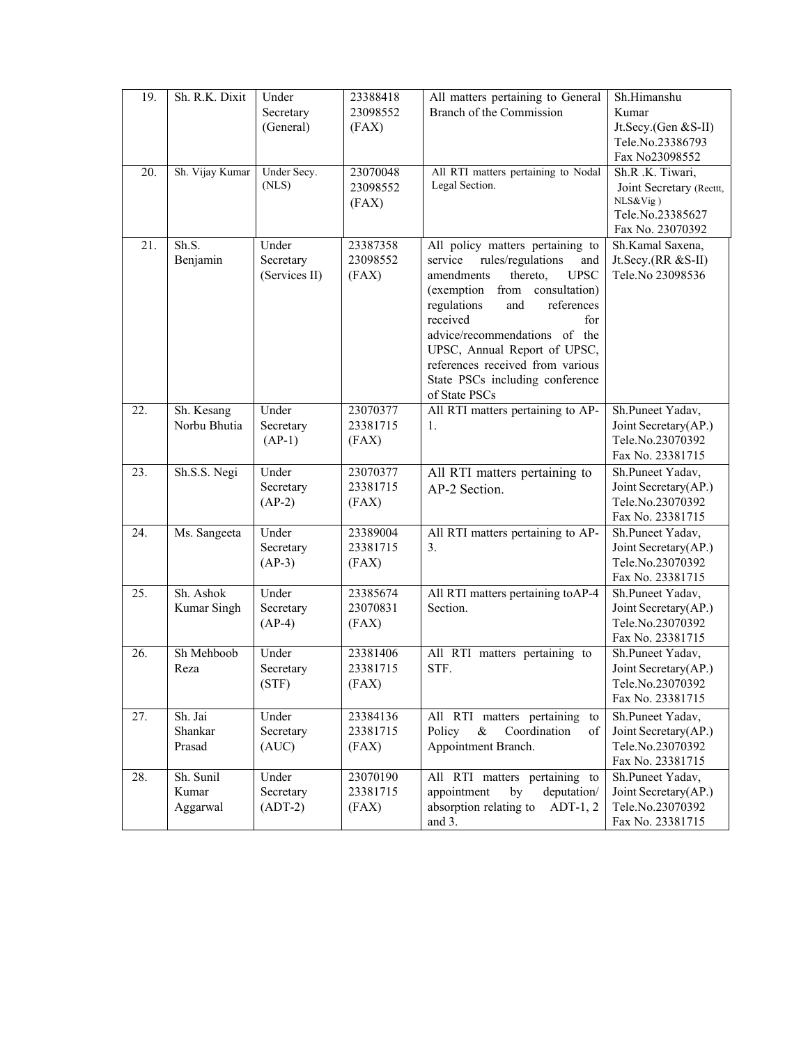| 19. | Sh. R.K. Dixit | Under Secretary (General) | 23388418 23098552 (FAX) | All matters pertaining to General Branch of the Commission | Sh.Himanshu Kumar Jt.Secy.(Gen &S-II) Tele.No.23386793 Fax No23098552 |
|---|---|---|---|---|---|
| 20. | Sh. Vijay Kumar | Under Secy. (NLS) | 23070048 23098552 (FAX) | All RTI matters pertaining to Nodal Legal Section. | Sh.R .K. Tiwari, Joint Secretary (Recttt, NLS&Vig ) Tele.No.23385627 Fax No. 23070392 |
| 21. | Sh.S. Benjamin | Under Secretary (Services II) | 23387358 23098552 (FAX) | All policy matters pertaining to service rules/regulations and amendments thereto, UPSC (exemption from consultation) regulations and references received for advice/recommendations of the UPSC, Annual Report of UPSC, references received from various State PSCs including conference of State PSCs | Sh.Kamal Saxena, Jt.Secy.(RR &S-II) Tele.No 23098536 |
| 22. | Sh. Kesang Norbu Bhutia | Under Secretary (AP-1) | 23070377 23381715 (FAX) | All RTI matters pertaining to AP-1. | Sh.Puneet Yadav, Joint Secretary(AP.) Tele.No.23070392 Fax No. 23381715 |
| 23. | Sh.S.S. Negi | Under Secretary (AP-2) | 23070377 23381715 (FAX) | All RTI matters pertaining to AP-2 Section. | Sh.Puneet Yadav, Joint Secretary(AP.) Tele.No.23070392 Fax No. 23381715 |
| 24. | Ms. Sangeeta | Under Secretary (AP-3) | 23389004 23381715 (FAX) | All RTI matters pertaining to AP-3. | Sh.Puneet Yadav, Joint Secretary(AP.) Tele.No.23070392 Fax No. 23381715 |
| 25. | Sh. Ashok Kumar Singh | Under Secretary (AP-4) | 23385674 23070831 (FAX) | All RTI matters pertaining toAP-4 Section. | Sh.Puneet Yadav, Joint Secretary(AP.) Tele.No.23070392 Fax No. 23381715 |
| 26. | Sh Mehboob Reza | Under Secretary (STF) | 23381406 23381715 (FAX) | All RTI matters pertaining to STF. | Sh.Puneet Yadav, Joint Secretary(AP.) Tele.No.23070392 Fax No. 23381715 |
| 27. | Sh. Jai Shankar Prasad | Under Secretary (AUC) | 23384136 23381715 (FAX) | All RTI matters pertaining to Policy & Coordination of Appointment Branch. | Sh.Puneet Yadav, Joint Secretary(AP.) Tele.No.23070392 Fax No. 23381715 |
| 28. | Sh. Sunil Kumar Aggarwal | Under Secretary (ADT-2) | 23070190 23381715 (FAX) | All RTI matters pertaining to appointment by deputation/ absorption relating to ADT-1, 2 and 3. | Sh.Puneet Yadav, Joint Secretary(AP.) Tele.No.23070392 Fax No. 23381715 |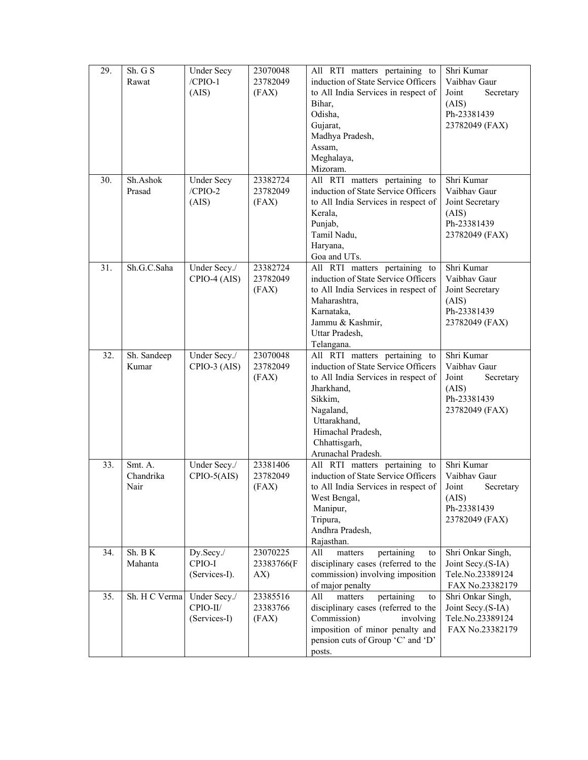| 29. | Sh. G S Rawat | Under Secy /CPIO-1 (AIS) | 23070048 23782049 (FAX) | All RTI matters pertaining to induction of State Service Officers to All India Services in respect of Bihar, Odisha, Gujarat, Madhya Pradesh, Assam, Meghalaya, Mizoram. | Shri Kumar Vaibhav Gaur Joint Secretary (AIS) Ph-23381439 23782049 (FAX) |
|---|---|---|---|---|---|
| 30. | Sh.Ashok Prasad | Under Secy /CPIO-2 (AIS) | 23382724 23782049 (FAX) | All RTI matters pertaining to induction of State Service Officers to All India Services in respect of Kerala, Punjab, Tamil Nadu, Haryana, Goa and UTs. | Shri Kumar Vaibhav Gaur Joint Secretary (AIS) Ph-23381439 23782049 (FAX) |
| 31. | Sh.G.C.Saha | Under Secy./ CPIO-4 (AIS) | 23382724 23782049 (FAX) | All RTI matters pertaining to induction of State Service Officers to All India Services in respect of Maharashtra, Karnataka, Jammu & Kashmir, Uttar Pradesh, Telangana. | Shri Kumar Vaibhav Gaur Joint Secretary (AIS) Ph-23381439 23782049 (FAX) |
| 32. | Sh. Sandeep Kumar | Under Secy./ CPIO-3 (AIS) | 23070048 23782049 (FAX) | All RTI matters pertaining to induction of State Service Officers to All India Services in respect of Jharkhand, Sikkim, Nagaland, Uttarakhand, Himachal Pradesh, Chhattisgarh, Arunachal Pradesh. | Shri Kumar Vaibhav Gaur Joint Secretary (AIS) Ph-23381439 23782049 (FAX) |
| 33. | Smt. A. Chandrika Nair | Under Secy./ CPIO-5(AIS) | 23381406 23782049 (FAX) | All RTI matters pertaining to induction of State Service Officers to All India Services in respect of West Bengal, Manipur, Tripura, Andhra Pradesh, Rajasthan. | Shri Kumar Vaibhav Gaur Joint Secretary (AIS) Ph-23381439 23782049 (FAX) |
| 34. | Sh. B K Mahanta | Dy.Secy./ CPIO-I (Services-I). | 23070225 23383766(FAX) | All matters pertaining to disciplinary cases (referred to the commission) involving imposition of major penalty | Shri Onkar Singh, Joint Secy.(S-IA) Tele.No.23389124 FAX No.23382179 |
| 35. | Sh. H C Verma | Under Secy./ CPIO-II/ (Services-I) | 23385516 23383766 (FAX) | All matters pertaining to disciplinary cases (referred to the Commission) involving imposition of minor penalty and pension cuts of Group 'C' and 'D' posts. | Shri Onkar Singh, Joint Secy.(S-IA) Tele.No.23389124 FAX No.23382179 |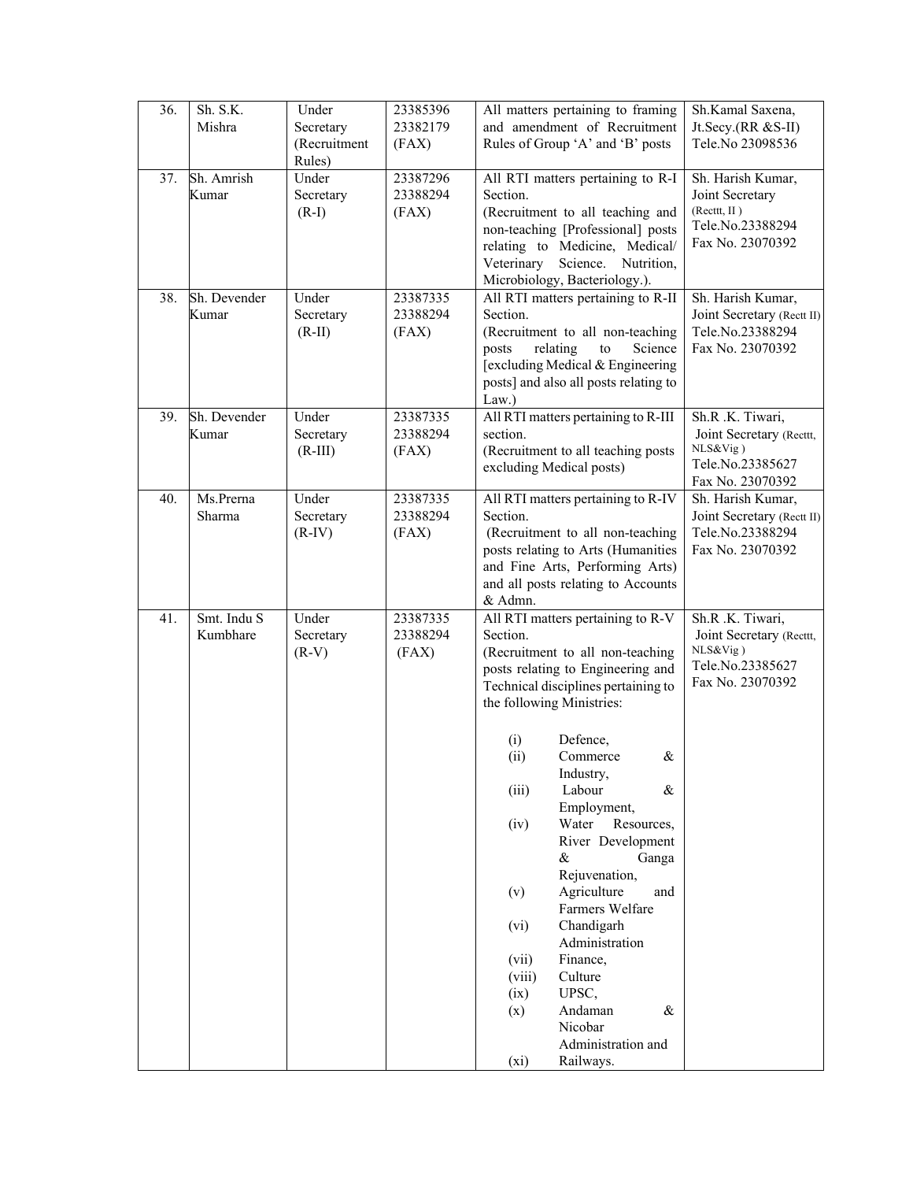| 36. | Sh. S.K. Mishra | Under Secretary (Recruitment Rules) | 23385396<br>23382179 (FAX) | All matters pertaining to framing and amendment of Recruitment Rules of Group 'A' and 'B' posts | Sh.Kamal Saxena, Jt.Secy.(RR &S-II) Tele.No 23098536 |
|---|---|---|---|---|---|
| 37. | Sh. Amrish Kumar | Under Secretary (R-I) | 23387296<br>23388294 (FAX) | All RTI matters pertaining to R-I Section.<br>(Recruitment to all teaching and non-teaching [Professional] posts relating to Medicine, Medical/ Veterinary Science. Nutrition, Microbiology, Bacteriology.). | Sh. Harish Kumar, Joint Secretary (Recttt, II ) Tele.No.23388294 Fax No. 23070392 |
| 38. | Sh. Devender Kumar | Under Secretary (R-II) | 23387335<br>23388294 (FAX) | All RTI matters pertaining to R-II Section.<br>(Recruitment to all non-teaching posts relating to Science [excluding Medical & Engineering posts] and also all posts relating to Law.) | Sh. Harish Kumar, Joint Secretary (Rectt II) Tele.No.23388294 Fax No. 23070392 |
| 39. | Sh. Devender Kumar | Under Secretary (R-III) | 23387335<br>23388294 (FAX) | All RTI matters pertaining to R-III section.<br>(Recruitment to all teaching posts excluding Medical posts) | Sh.R .K. Tiwari, Joint Secretary (Recttt, NLS&Vig ) Tele.No.23385627 Fax No. 23070392 |
| 40. | Ms.Prerna Sharma | Under Secretary (R-IV) | 23387335<br>23388294 (FAX) | All RTI matters pertaining to R-IV Section.<br>(Recruitment to all non-teaching posts relating to Arts (Humanities and Fine Arts, Performing Arts) and all posts relating to Accounts & Admn. | Sh. Harish Kumar, Joint Secretary (Rectt II) Tele.No.23388294 Fax No. 23070392 |
| 41. | Smt. Indu S Kumbhare | Under Secretary (R-V) | 23387335<br>23388294 (FAX) | All RTI matters pertaining to R-V Section.<br>(Recruitment to all non-teaching posts relating to Engineering and Technical disciplines pertaining to the following Ministries:<br>(i) Defence,<br>(ii) Commerce & Industry,<br>(iii) Labour & Employment,<br>(iv) Water Resources, River Development & Ganga Rejuvenation,<br>(v) Agriculture and Farmers Welfare<br>(vi) Chandigarh Administration<br>(vii) Finance,<br>(viii) Culture<br>(ix) UPSC,<br>(x) Andaman & Nicobar Administration and<br>(xi) Railways. | Sh.R .K. Tiwari, Joint Secretary (Recttt, NLS&Vig ) Tele.No.23385627 Fax No. 23070392 |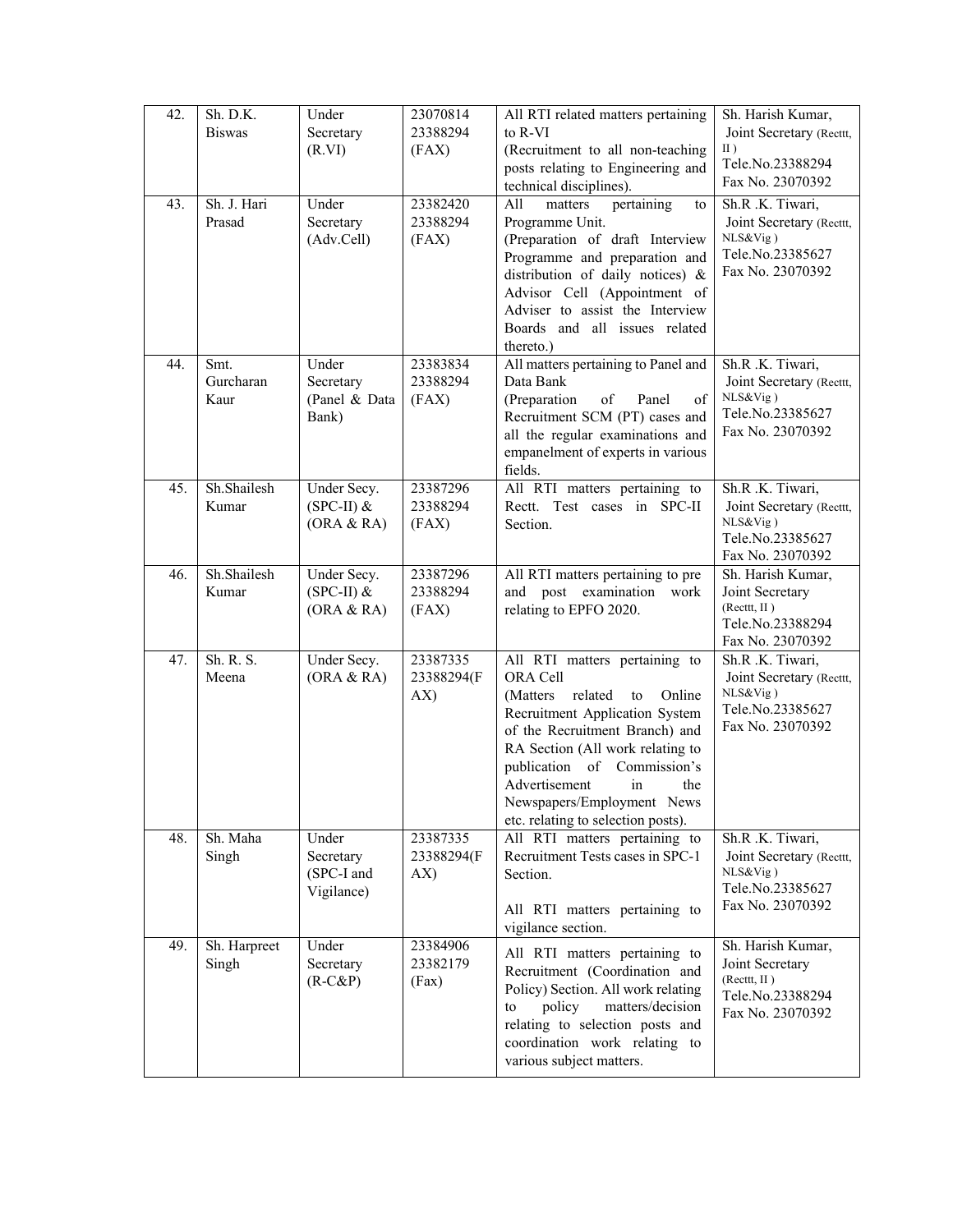| 42. | Sh. D.K. Biswas | Under Secretary (R.VI) | 23070814 23388294 (FAX) | All RTI related matters pertaining to R-VI (Recruitment to all non-teaching posts relating to Engineering and technical disciplines). | Sh. Harish Kumar, Joint Secretary (Recttt, II ) Tele.No.23388294 Fax No. 23070392 |
|---|---|---|---|---|---|
| 43. | Sh. J. Hari Prasad | Under Secretary (Adv.Cell) | 23382420 23388294 (FAX) | All matters pertaining to Programme Unit. (Preparation of draft Interview Programme and preparation and distribution of daily notices) & Advisor Cell (Appointment of Adviser to assist the Interview Boards and all issues related thereto.) | Sh.R .K. Tiwari, Joint Secretary (Recttt, NLS&Vig ) Tele.No.23385627 Fax No. 23070392 |
| 44. | Smt. Gurcharan Kaur | Under Secretary (Panel & Data Bank) | 23383834 23388294 (FAX) | All matters pertaining to Panel and Data Bank (Preparation of Panel of Recruitment SCM (PT) cases and all the regular examinations and empanelment of experts in various fields. | Sh.R .K. Tiwari, Joint Secretary (Recttt, NLS&Vig ) Tele.No.23385627 Fax No. 23070392 |
| 45. | Sh.Shailesh Kumar | Under Secy. (SPC-II) & (ORA & RA) | 23387296 23388294 (FAX) | All RTI matters pertaining to Rectt. Test cases in SPC-II Section. | Sh.R .K. Tiwari, Joint Secretary (Recttt, NLS&Vig ) Tele.No.23385627 Fax No. 23070392 |
| 46. | Sh.Shailesh Kumar | Under Secy. (SPC-II) & (ORA & RA) | 23387296 23388294 (FAX) | All RTI matters pertaining to pre and post examination work relating to EPFO 2020. | Sh. Harish Kumar, Joint Secretary (Recttt, II ) Tele.No.23388294 Fax No. 23070392 |
| 47. | Sh. R. S. Meena | Under Secy. (ORA & RA) | 23387335 23388294(FAX) | All RTI matters pertaining to ORA Cell (Matters related to Online Recruitment Application System of the Recruitment Branch) and RA Section (All work relating to publication of Commission's Advertisement in the Newspapers/Employment News etc. relating to selection posts). | Sh.R .K. Tiwari, Joint Secretary (Recttt, NLS&Vig ) Tele.No.23385627 Fax No. 23070392 |
| 48. | Sh. Maha Singh | Under Secretary (SPC-I and Vigilance) | 23387335 23388294(FAX) | All RTI matters pertaining to Recruitment Tests cases in SPC-1 Section.<br><br>All RTI matters pertaining to vigilance section. | Sh.R .K. Tiwari, Joint Secretary (Recttt, NLS&Vig ) Tele.No.23385627 Fax No. 23070392 |
| 49. | Sh. Harpreet Singh | Under Secretary (R-C&P) | 23384906 23382179 (Fax) | All RTI matters pertaining to Recruitment (Coordination and Policy) Section. All work relating to policy matters/decision relating to selection posts and coordination work relating to various subject matters. | Sh. Harish Kumar, Joint Secretary (Recttt, II ) Tele.No.23388294 Fax No. 23070392 |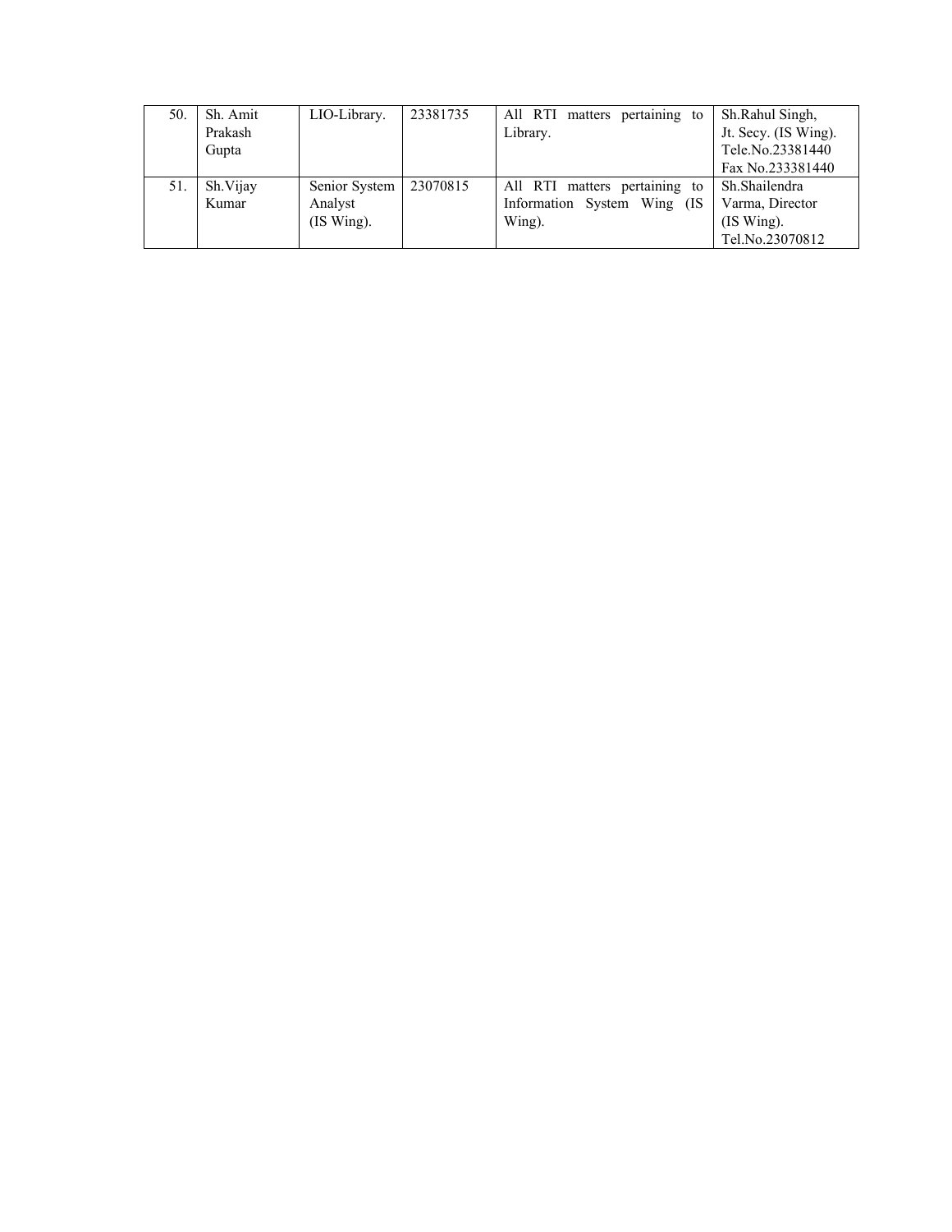| | | | | | |
|---|---|---|---|---|---|
| 50. | Sh. Amit Prakash Gupta | LIO-Library. | 23381735 | All RTI matters pertaining to Library. | Sh.Rahul Singh, Jt. Secy. (IS Wing). Tele.No.23381440 Fax No.233381440 |
| 51. | Sh.Vijay Kumar | Senior System Analyst (IS Wing). | 23070815 | All RTI matters pertaining to Information System Wing (IS Wing). | Sh.Shailendra Varma, Director (IS Wing). Tel.No.23070812 |